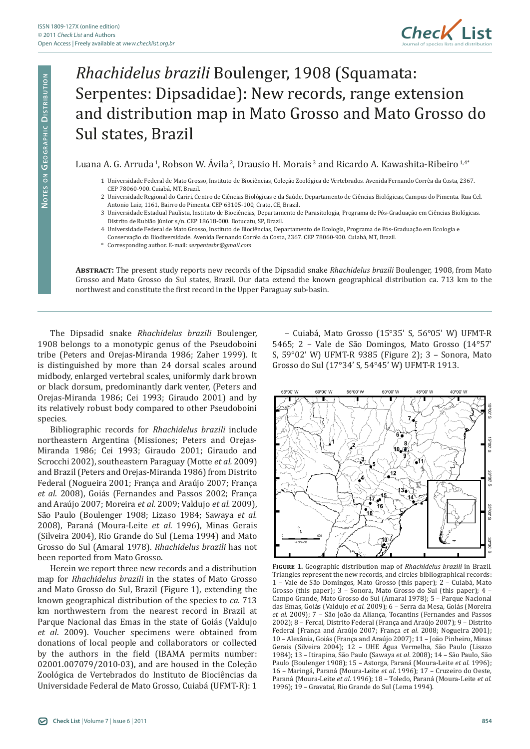# *Rhachidelus brazili* Boulenger, 1908 (Squamata: Serpentes: Dipsadidae): New records, range extension and distribution map in Mato Grosso and Mato Grosso do Sul states, Brazil

Luana A. G. Arruda [1], Robson W. Ávila [2], Drausio H. Morais [3] and Ricardo A. Kawashita-Ribeiro [1,4*]

1 Universidade Federal de Mato Grosso, Instituto de Biociências, Coleção Zoológica de Vertebrados. Avenida Fernando Corrêa da Costa, 2367. CEP 78060-900. Cuiabá, MT, Brazil.

2 Universidade Regional do Cariri, Centro de Ciências Biológicas e da Saúde, Departamento de Ciências Biológicas, Campus do Pimenta. Rua Cel. Antonio Luiz, 1161, Bairro do Pimenta. CEP 63105-100, Crato, CE, Brazil.

3 Universidade Estadual Paulista, Instituto de Biociências, Departamento de Parasitologia, Programa de Pós-Graduação em Ciências Biológicas. Distrito de Rubião Júnior s/n. CEP 18618-000. Botucatu, SP, Brazil.

4 Universidade Federal de Mato Grosso, Instituto de Biociências, Departamento de Ecologia, Programa de Pós-Graduação em Ecologia e Conservação da Biodiversidade. Avenida Fernando Corrêa da Costa, 2367. CEP 78060-900. Cuiabá, MT, Brazil.

\* Corresponding author. E-mail: *serpentesbr@gmail.com*

**Abstract:** The present study reports new records of the Dipsadid snake *Rhachidelus brazili* Boulenger, 1908, from Mato Grosso and Mato Grosso do Sul states, Brazil. Our data extend the known geographical distribution ca. 713 km to the northwest and constitute the first record in the Upper Paraguay sub-basin.

The Dipsadid snake *Rhachidelus brazili* Boulenger, 1908 belongs to a monotypic genus of the Pseudoboini tribe (Peters and Orejas-Miranda 1986; Zaher 1999). It is distinguished by more than 24 dorsal scales around midbody, enlarged vertebral scales, uniformly dark brown or black dorsum, predominantly dark venter, (Peters and Orejas-Miranda 1986; Cei 1993; Giraudo 2001) and by its relatively robust body compared to other Pseudoboini species.

Bibliographic records for *Rhachidelus brazili* include northeastern Argentina (Missiones; Peters and Orejas-Miranda 1986; Cei 1993; Giraudo 2001; Giraudo and Scrocchi 2002), southeastern Paraguay (Motte *et al.* 2009) and Brazil (Peters and Orejas-Miranda 1986) from Distrito Federal (Nogueira 2001; França and Araújo 2007; França *et al.* 2008), Goiás (Fernandes and Passos 2002; França and Araújo 2007; Moreira *et al.* 2009; Valdujo *et al.* 2009), São Paulo (Boulenger 1908; Lizaso 1984; Sawaya *et al.* 2008), Paraná (Moura-Leite *et al.* 1996), Minas Gerais (Silveira 2004), Rio Grande do Sul (Lema 1994) and Mato Grosso do Sul (Amaral 1978). *Rhachidelus brazili* has not been reported from Mato Grosso.

Herein we report three new records and a distribution map for *Rhachidelus brazili* in the states of Mato Grosso and Mato Grosso do Sul, Brazil (Figure 1), extending the known geographical distribution of the species to *ca.* 713 km northwestern from the nearest record in Brazil at Parque Nacional das Emas in the state of Goiás (Valdujo *et al.* 2009). Voucher specimens were obtained from donations of local people and collaborators or collected by the authors in the field (IBAMA permits number: 02001.007079/2010-03), and are housed in the Coleção Zoológica de Vertebrados do Instituto de Biociências da Universidade Federal de Mato Grosso, Cuiabá (UFMT-R): 1 – Cuiabá, Mato Grosso (15°35' S, 56°05' W) UFMT-R 5465; 2 – Vale de São Domingos, Mato Grosso (14°57' S, 59°02' W) UFMT-R 9385 (Figure 2); 3 – Sonora, Mato Grosso do Sul (17°34' S, 54°45' W) UFMT-R 1913.

**Figure 1.** Geographic distribution map of *Rhachidelus brazili* in Brazil. Triangles represent the new records, and circles bibliographical records: 1 – Vale de São Domingos, Mato Grosso (this paper); 2 – Cuiabá, Mato Grosso (this paper); 3 – Sonora, Mato Grosso do Sul (this paper); 4 – Campo Grande, Mato Grosso do Sul (Amaral 1978); 5 – Parque Nacional das Emas, Goiás (Valdujo *et al.* 2009); 6 – Serra da Mesa, Goiás (Moreira *et al.* 2009); 7 – São João da Aliança, Tocantins (Fernandes and Passos 2002); 8 – Fercal, Distrito Federal (França and Araújo 2007); 9 – Distrito Federal (França and Araújo 2007; França *et al.* 2008; Nogueira 2001); 10 – Alexânia, Goiás (França and Araújo 2007); 11 – João Pinheiro, Minas Gerais (Silveira 2004); 12 – UHE Água Vermelha, São Paulo (Lisazo 1984); 13 – Itirapina, São Paulo (Sawaya *et al.* 2008); 14 – São Paulo, São Paulo (Boulenger 1908); 15 – Astorga, Paraná (Moura-Leite *et al.* 1996); 16 – Maringá, Paraná (Moura-Leite *et al.* 1996); 17 – Cruzeiro do Oeste, Paraná (Moura-Leite *et al.* 1996); 18 – Toledo, Paraná (Moura-Leite *et al.* 1996); 19 – Gravataí, Rio Grande do Sul (Lema 1994).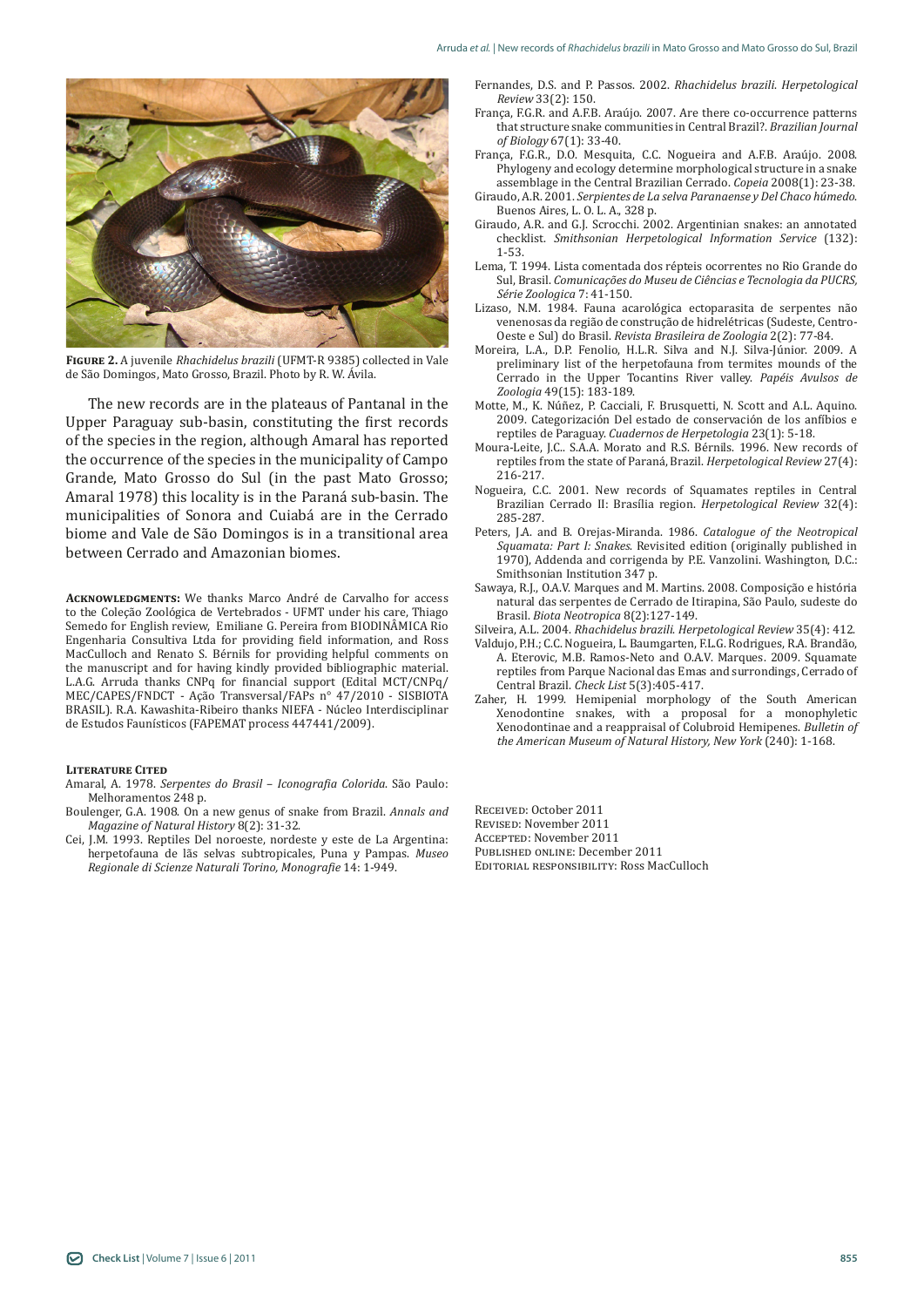**Figure 2.** A juvenile *Rhachidelus brazili* (UFMT-R 9385) collected in Vale de São Domingos, Mato Grosso, Brazil. Photo by R. W. Ávila.

The new records are in the plateaus of Pantanal in the Upper Paraguay sub-basin, constituting the first records of the species in the region, although Amaral has reported the occurrence of the species in the municipality of Campo Grande, Mato Grosso do Sul (in the past Mato Grosso; Amaral 1978) this locality is in the Paraná sub-basin. The municipalities of Sonora and Cuiabá are in the Cerrado biome and Vale de São Domingos is in a transitional area between Cerrado and Amazonian biomes.

**Acknowledgments:** We thanks Marco André de Carvalho for access to the Coleção Zoológica de Vertebrados - UFMT under his care, Thiago Semedo for English review, Emiliane G. Pereira from BIODINÂMICA Rio Engenharia Consultiva Ltda for providing field information, and Ross MacCulloch and Renato S. Bérnils for providing helpful comments on the manuscript and for having kindly provided bibliographic material. L.A.G. Arruda thanks CNPq for financial support (Edital MCT/CNPq/MEC/CAPES/FNDCT - Ação Transversal/FAPs n° 47/2010 - SISBIOTA BRASIL). R.A. Kawashita-Ribeiro thanks NIEFA - Núcleo Interdisciplinar de Estudos Faunísticos (FAPEMAT process 447441/2009).

## Literature Cited

Amaral, A. 1978. *Serpentes do Brasil – Iconografia Colorida*. São Paulo: Melhoramentos 248 p.

Boulenger, G.A. 1908. On a new genus of snake from Brazil. *Annals and Magazine of Natural History* 8(2): 31-32.

Cei, J.M. 1993. Reptiles Del noroeste, nordeste y este de La Argentina: herpetofauna de lãs selvas subtropicales, Puna y Pampas. *Museo Regionale di Scienze Naturali Torino, Monografie* 14: 1-949.

Fernandes, D.S. and P. Passos. 2002. *Rhachidelus brazili*. *Herpetological Review* 33(2): 150.

França, F.G.R. and A.F.B. Araújo. 2007. Are there co-occurrence patterns that structure snake communities in Central Brazil?. *Brazilian Journal of Biology* 67(1): 33-40.

França, F.G.R., D.O. Mesquita, C.C. Nogueira and A.F.B. Araújo. 2008. Phylogeny and ecology determine morphological structure in a snake assemblage in the Central Brazilian Cerrado. *Copeia* 2008(1): 23-38.

Giraudo, A.R. 2001. *Serpientes de La selva Paranaense y Del Chaco húmedo*. Buenos Aires, L. O. L. A., 328 p.

Giraudo, A.R. and G.J. Scrocchi. 2002. Argentinian snakes: an annotated checklist. *Smithsonian Herpetological Information Service* (132): 1-53.

Lema, T. 1994. Lista comentada dos répteis ocorrentes no Rio Grande do Sul, Brasil. *Comunicações do Museu de Ciências e Tecnologia da PUCRS, Série Zoologica* 7: 41-150.

Lizaso, N.M. 1984. Fauna acarológica ectoparasita de serpentes não venenosas da região de construção de hidrelétricas (Sudeste, Centro-Oeste e Sul) do Brasil. *Revista Brasileira de Zoologia* 2(2): 77-84.

Moreira, L.A., D.P. Fenolio, H.L.R. Silva and N.J. Silva-Júnior. 2009. A preliminary list of the herpetofauna from termites mounds of the Cerrado in the Upper Tocantins River valley. *Papéis Avulsos de Zoologia* 49(15): 183-189.

Motte, M., K. Núñez, P. Cacciali, F. Brusquetti, N. Scott and A.L. Aquino. 2009. Categorización Del estado de conservación de los anfíbios e reptiles de Paraguay. *Cuadernos de Herpetologia* 23(1): 5-18.

Moura-Leite, J.C.. S.A.A. Morato and R.S. Bérnils. 1996. New records of reptiles from the state of Paraná, Brazil. *Herpetological Review* 27(4): 216-217.

Nogueira, C.C. 2001. New records of Squamates reptiles in Central Brazilian Cerrado II: Brasília region. *Herpetological Review* 32(4): 285-287.

Peters, J.A. and B. Orejas-Miranda. 1986. *Catalogue of the Neotropical Squamata: Part I: Snakes*. Revisited edition (originally published in 1970), Addenda and corrigenda by P.E. Vanzolini. Washington, D.C.: Smithsonian Institution 347 p.

Sawaya, R.J., O.A.V. Marques and M. Martins. 2008. Composição e história natural das serpentes de Cerrado de Itirapina, São Paulo, sudeste do Brasil. *Biota Neotropica* 8(2):127-149.

Silveira, A.L. 2004. *Rhachidelus brazili*. *Herpetological Review* 35(4): 412.

Valdujo, P.H.; C.C. Nogueira, L. Baumgarten, F.L.G. Rodrigues, R.A. Brandão, A. Eterovic, M.B. Ramos-Neto and O.A.V. Marques. 2009. Squamate reptiles from Parque Nacional das Emas and surrondings, Cerrado of Central Brazil. *Check List* 5(3):405-417.

Zaher, H. 1999. Hemipenial morphology of the South American Xenodontine snakes, with a proposal for a monophyletic Xenodontinae and a reappraisal of Colubroid Hemipenes. *Bulletin of the American Museum of Natural History, New York* (240): 1-168.

Received: October 2011
Revised: November 2011
Accepted: November 2011
Published online: December 2011
Editorial responsibility: Ross MacCulloch